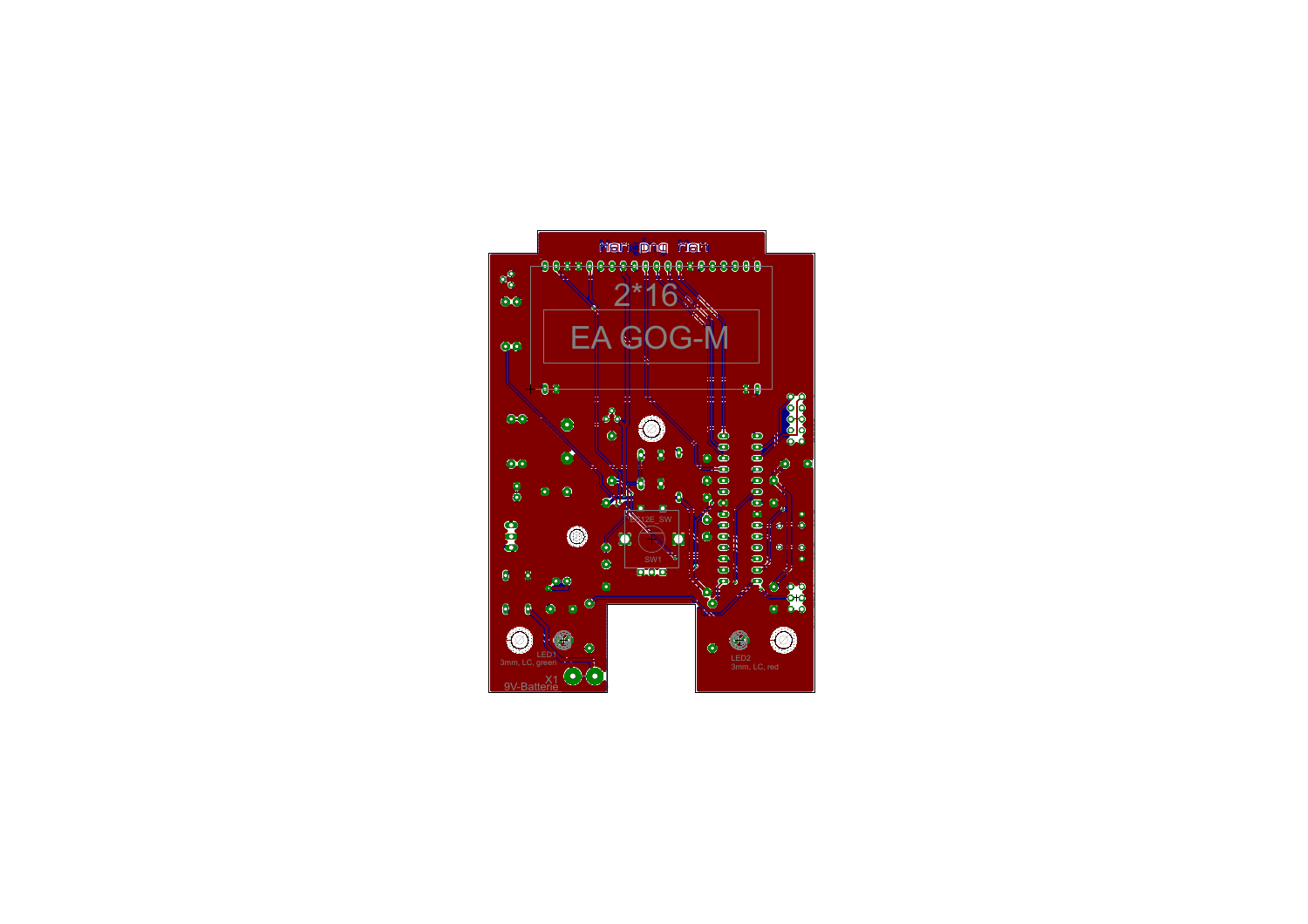Hanging Man

2*16

EA GOG-M

EC12E_SW

SW1

LED1
3mm, LC, green

X1

9V-Batterie

LED2
3mm, LC, red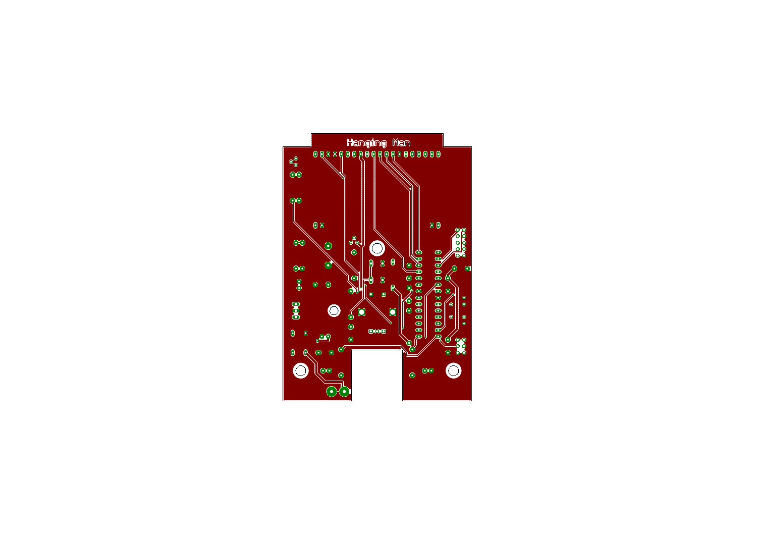Hanging Man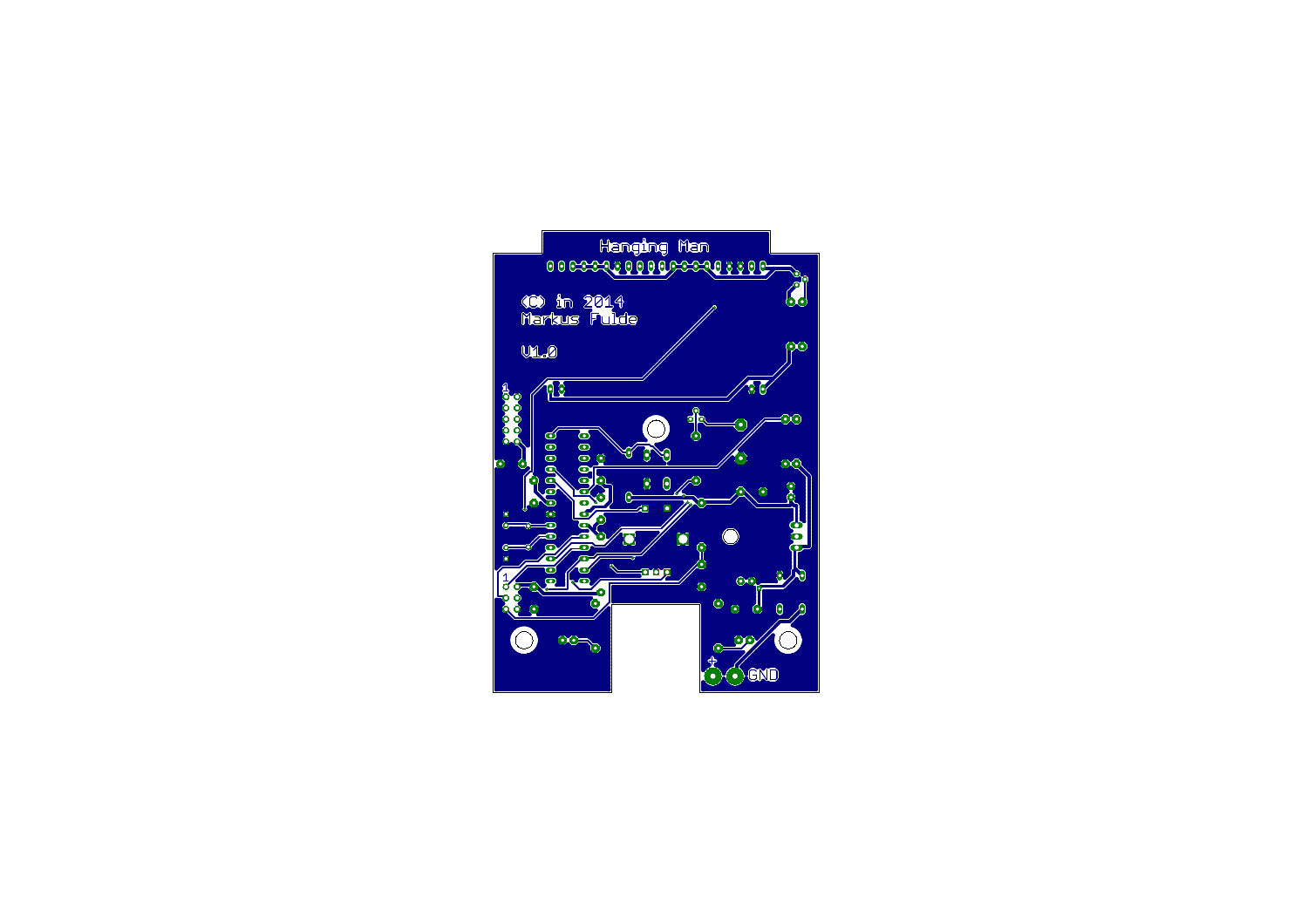Hanging Man

(C) in 2014
Markus Fulde

V1.0

1

1

+

GND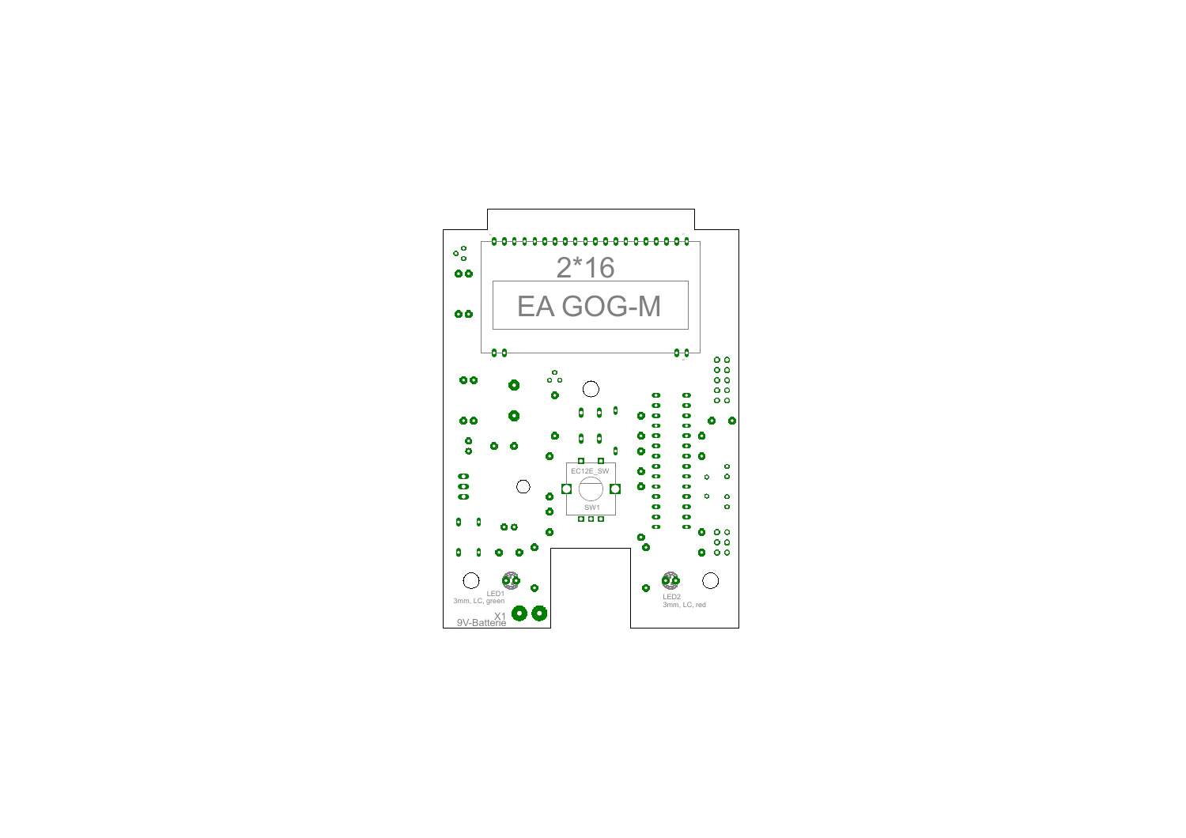2*16

EA GOG-M

EC12E_SW

SW1

LED1
3mm, LC, green

LED2
3mm, LC, red

X1
9V-Batterie